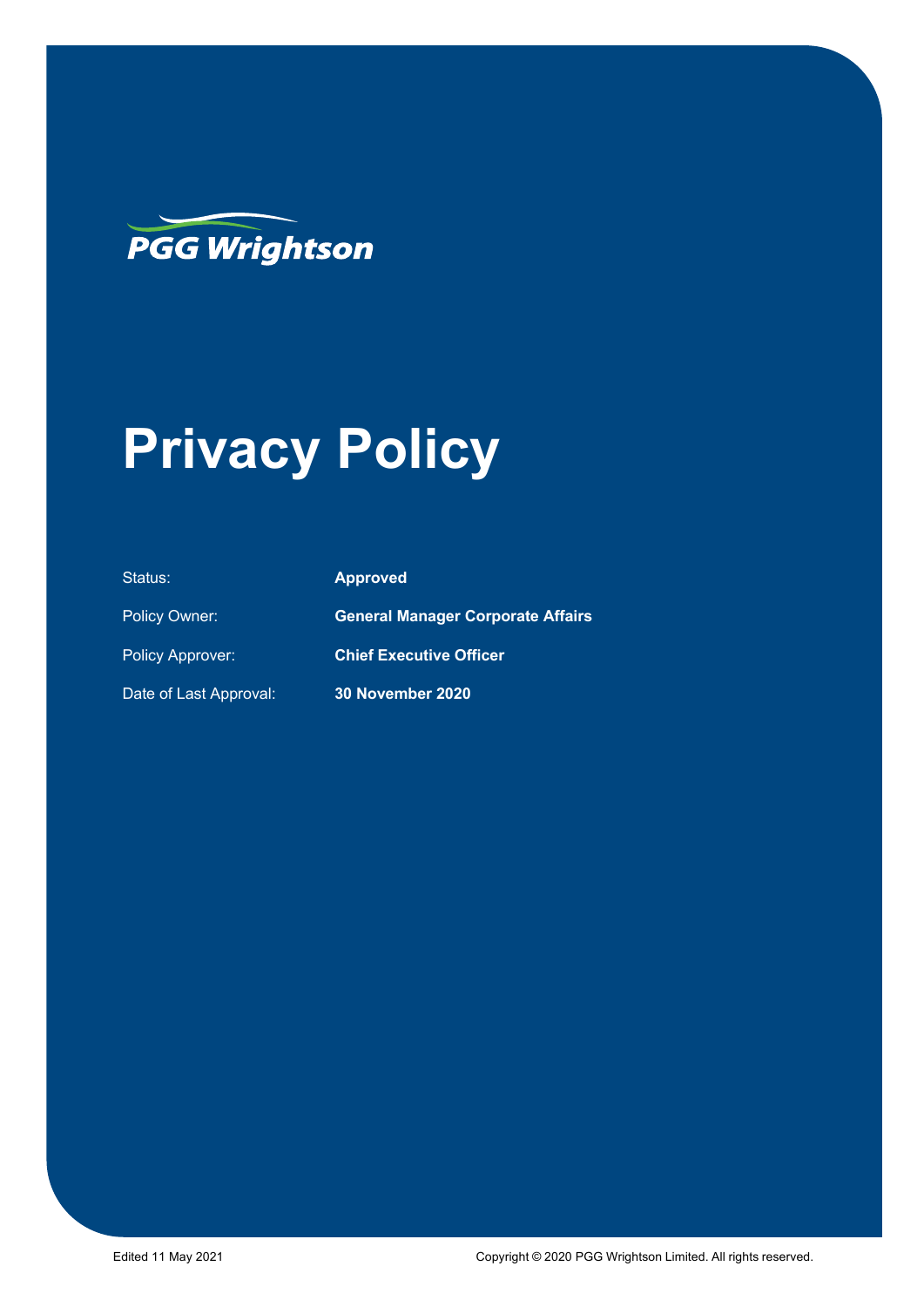PGG Wrightson

# Privacy Policy

| | |
|---|---|
| Status: | **Approved** |
| Policy Owner: | **General Manager Corporate Affairs** |
| Policy Approver: | **Chief Executive Officer** |
| Date of Last Approval: | **30 November 2020** |

Edited 11 May 2021

Copyright © 2020 PGG Wrightson Limited. All rights reserved.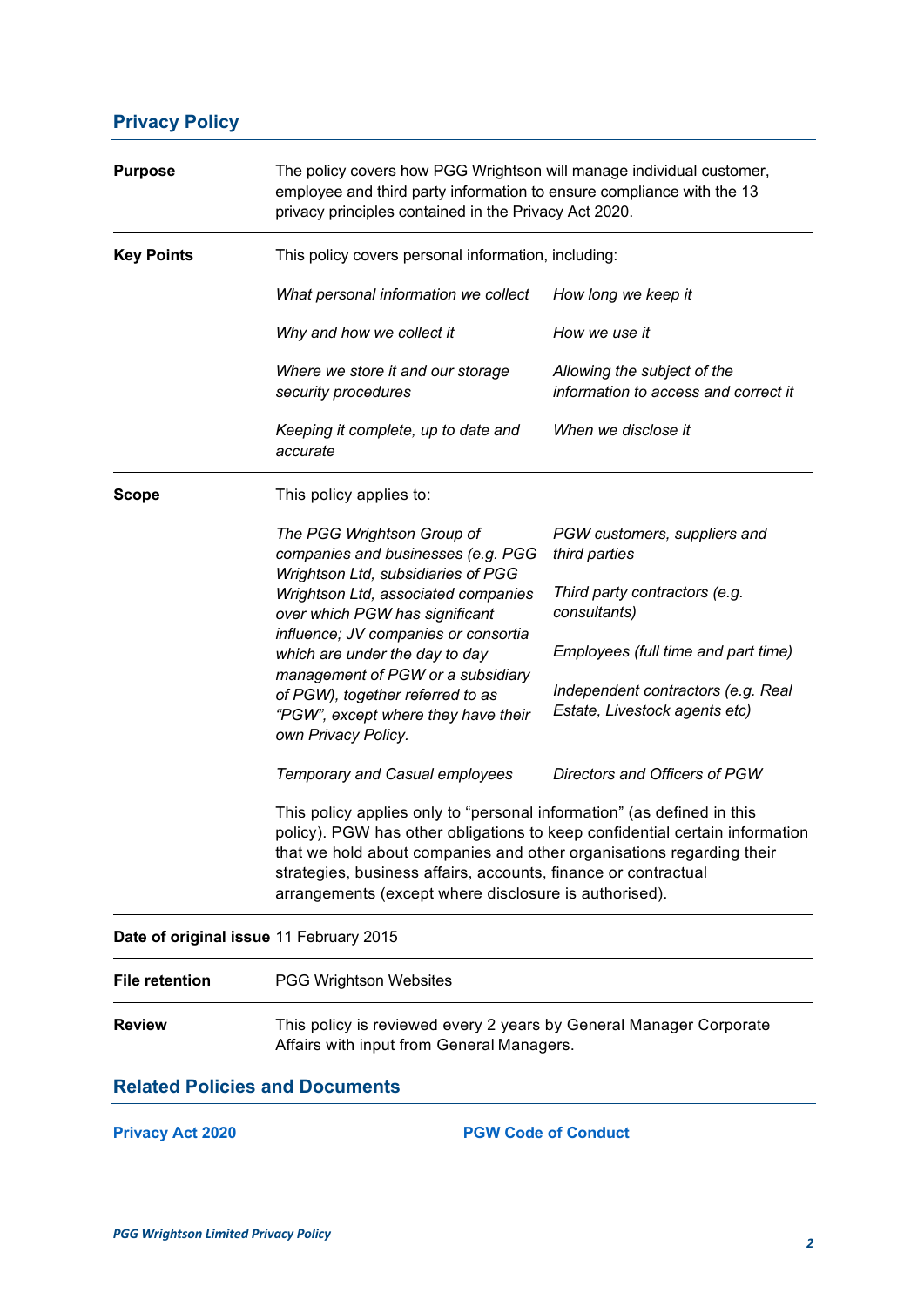## Privacy Policy

| | |
|---|---|
| **Purpose** | The policy covers how PGG Wrightson will manage individual customer, employee and third party information to ensure compliance with the 13 privacy principles contained in the Privacy Act 2020. |
| **Key Points** | This policy covers personal information, including:<br><br>*What personal information we collect*<br>*How long we keep it*<br>*Why and how we collect it*<br>*How we use it*<br>*Where we store it and our storage security procedures*<br>*Allowing the subject of the information to access and correct it*<br>*Keeping it complete, up to date and accurate*<br>*When we disclose it* |
| **Scope** | This policy applies to:<br><br>*The PGG Wrightson Group of companies and businesses (e.g. PGG Wrightson Ltd, subsidiaries of PGG Wrightson Ltd, associated companies over which PGW has significant influence; JV companies or consortia which are under the day to day management of PGW or a subsidiary of PGW), together referred to as "PGW", except where they have their own Privacy Policy.*<br>*PGW customers, suppliers and third parties*<br>*Third party contractors (e.g. consultants)*<br>*Employees (full time and part time)*<br>*Independent contractors (e.g. Real Estate, Livestock agents etc)*<br>*Temporary and Casual employees*<br>*Directors and Officers of PGW*<br><br>This policy applies only to "personal information" (as defined in this policy). PGW has other obligations to keep confidential certain information that we hold about companies and other organisations regarding their strategies, business affairs, accounts, finance or contractual arrangements (except where disclosure is authorised). |
| **Date of original issue** | 11 February 2015 |
| **File retention** | PGG Wrightson Websites |
| **Review** | This policy is reviewed every 2 years by General Manager Corporate Affairs with input from General Managers. |

## Related Policies and Documents

**Privacy Act 2020**

**PGW Code of Conduct**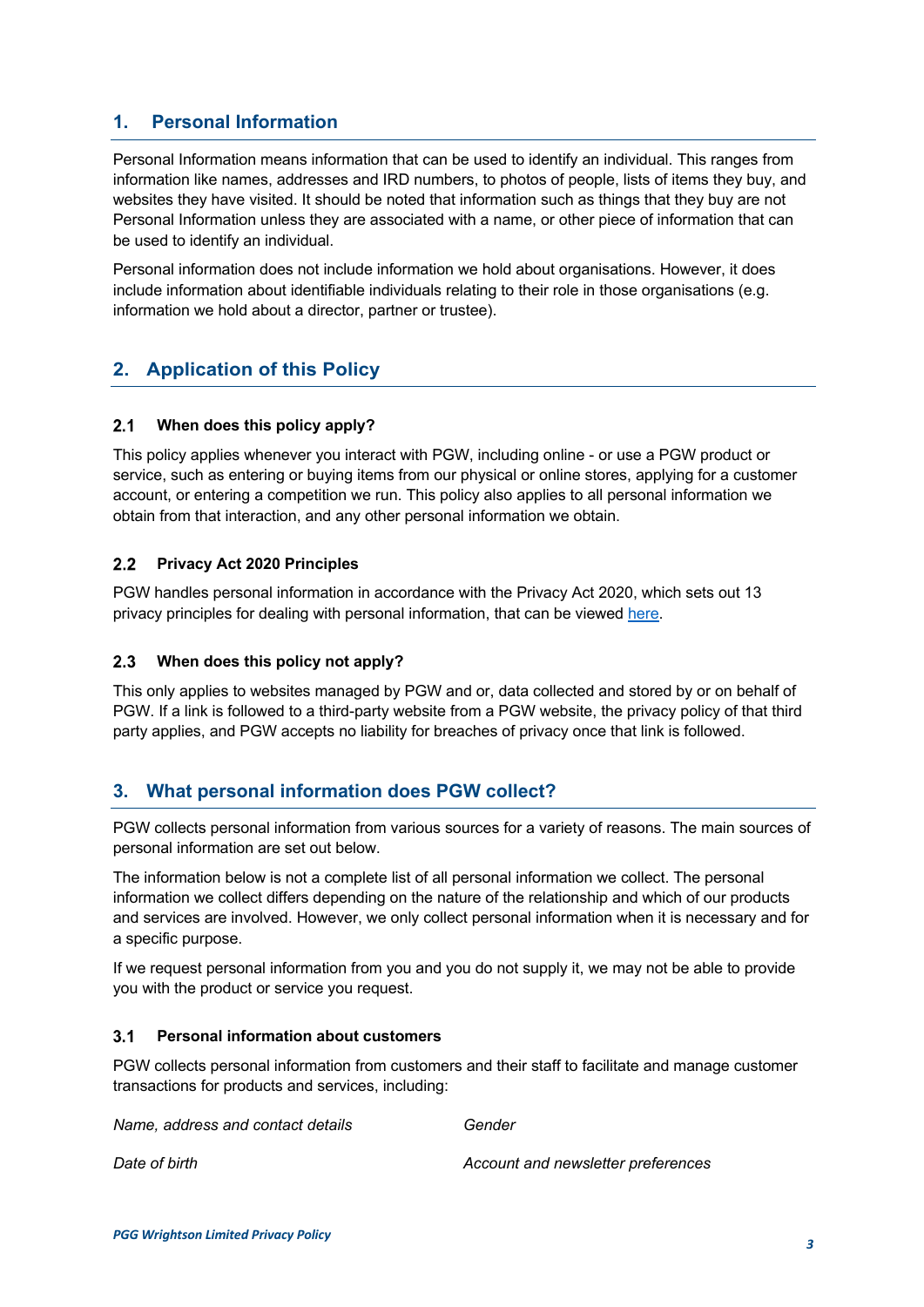## 1. Personal Information

Personal Information means information that can be used to identify an individual. This ranges from information like names, addresses and IRD numbers, to photos of people, lists of items they buy, and websites they have visited. It should be noted that information such as things that they buy are not Personal Information unless they are associated with a name, or other piece of information that can be used to identify an individual.

Personal information does not include information we hold about organisations. However, it does include information about identifiable individuals relating to their role in those organisations (e.g. information we hold about a director, partner or trustee).

## 2. Application of this Policy

### 2.1 When does this policy apply?

This policy applies whenever you interact with PGW, including online - or use a PGW product or service, such as entering or buying items from our physical or online stores, applying for a customer account, or entering a competition we run. This policy also applies to all personal information we obtain from that interaction, and any other personal information we obtain.

### 2.2 Privacy Act 2020 Principles

PGW handles personal information in accordance with the Privacy Act 2020, which sets out 13 privacy principles for dealing with personal information, that can be viewed here.

### 2.3 When does this policy not apply?

This only applies to websites managed by PGW and or, data collected and stored by or on behalf of PGW. If a link is followed to a third-party website from a PGW website, the privacy policy of that third party applies, and PGW accepts no liability for breaches of privacy once that link is followed.

## 3. What personal information does PGW collect?

PGW collects personal information from various sources for a variety of reasons. The main sources of personal information are set out below.

The information below is not a complete list of all personal information we collect. The personal information we collect differs depending on the nature of the relationship and which of our products and services are involved. However, we only collect personal information when it is necessary and for a specific purpose.

If we request personal information from you and you do not supply it, we may not be able to provide you with the product or service you request.

### 3.1 Personal information about customers

PGW collects personal information from customers and their staff to facilitate and manage customer transactions for products and services, including:

- *Name, address and contact details*
- *Gender*
- *Date of birth*
- *Account and newsletter preferences*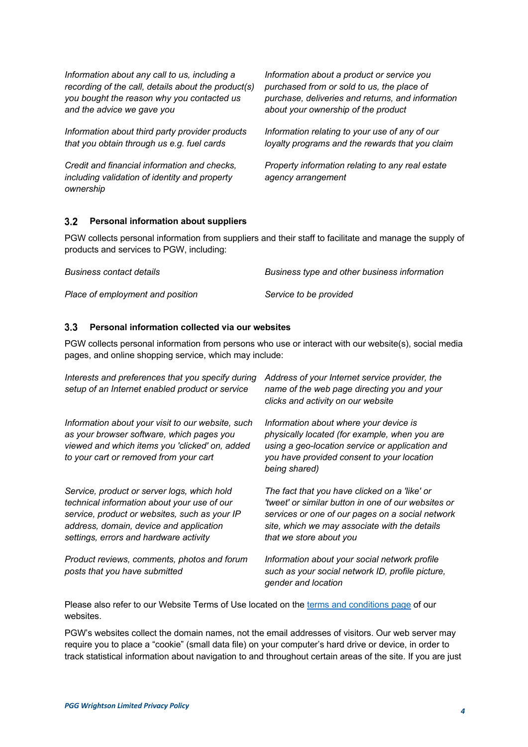*Information about any call to us, including a recording of the call, details about the product(s) you bought the reason why you contacted us and the advice we gave you*

*Information about a product or service you purchased from or sold to us, the place of purchase, deliveries and returns, and information about your ownership of the product*

*Information about third party provider products that you obtain through us e.g. fuel cards*

*Information relating to your use of any of our loyalty programs and the rewards that you claim*

*Credit and financial information and checks, including validation of identity and property ownership*

*Property information relating to any real estate agency arrangement*

### 3.2 Personal information about suppliers

PGW collects personal information from suppliers and their staff to facilitate and manage the supply of products and services to PGW, including:

*Business contact details*

*Business type and other business information*

*Place of employment and position*

*Service to be provided*

### 3.3 Personal information collected via our websites

PGW collects personal information from persons who use or interact with our website(s), social media pages, and online shopping service, which may include:

*Interests and preferences that you specify during setup of an Internet enabled product or service*

*Address of your Internet service provider, the name of the web page directing you and your clicks and activity on our website*

*Information about your visit to our website, such as your browser software, which pages you viewed and which items you 'clicked' on, added to your cart or removed from your cart*

*Information about where your device is physically located (for example, when you are using a geo-location service or application and you have provided consent to your location being shared)*

*Service, product or server logs, which hold technical information about your use of our service, product or websites, such as your IP address, domain, device and application settings, errors and hardware activity*

*The fact that you have clicked on a 'like' or 'tweet' or similar button in one of our websites or services or one of our pages on a social network site, which we may associate with the details that we store about you*

*Product reviews, comments, photos and forum posts that you have submitted*

*Information about your social network profile such as your social network ID, profile picture, gender and location*

Please also refer to our Website Terms of Use located on the terms and conditions page of our websites.

PGW's websites collect the domain names, not the email addresses of visitors. Our web server may require you to place a "cookie" (small data file) on your computer's hard drive or device, in order to track statistical information about navigation to and throughout certain areas of the site. If you are just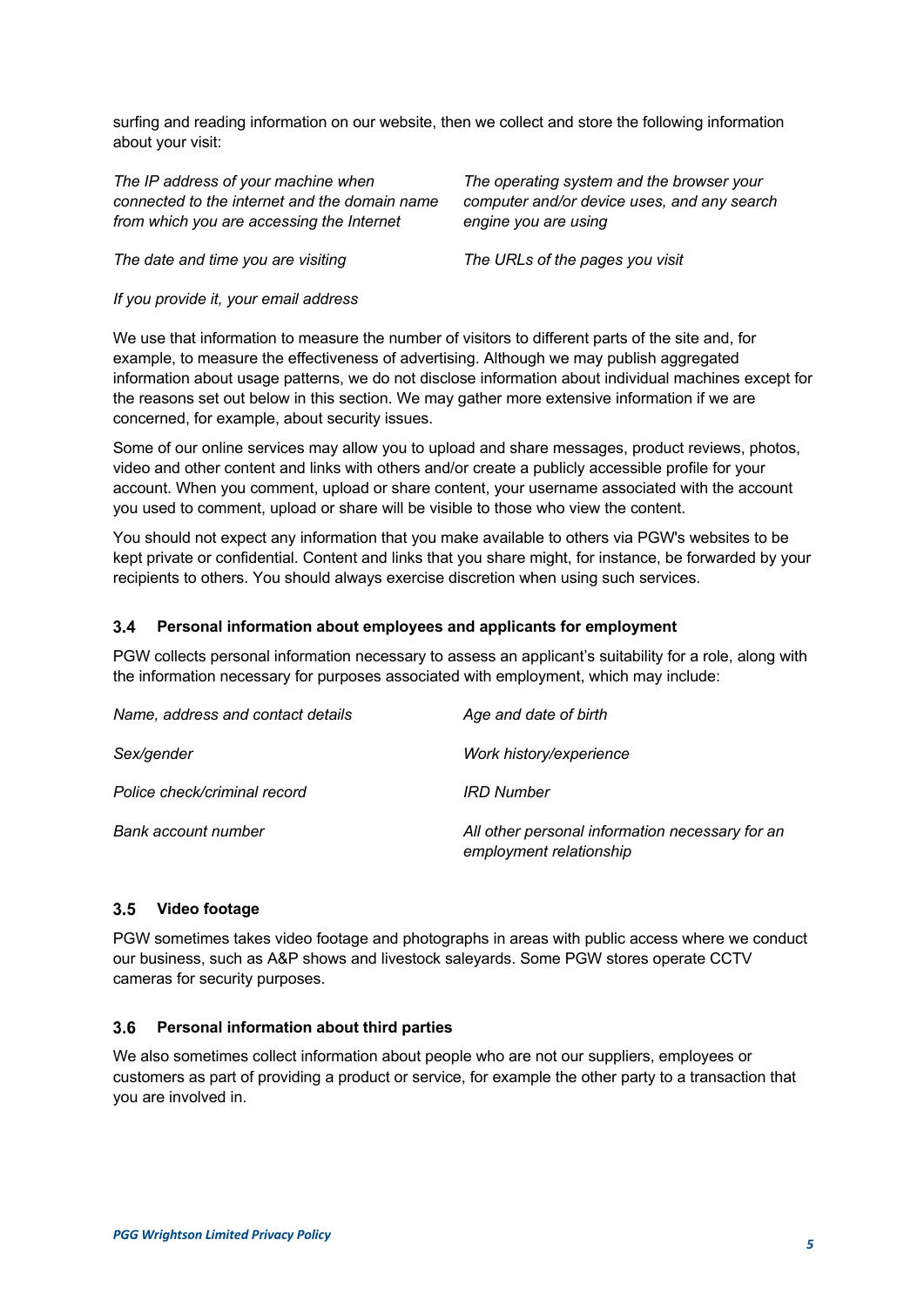surfing and reading information on our website, then we collect and store the following information about your visit:

| | |
|---|---|
| *The IP address of your machine when connected to the internet and the domain name from which you are accessing the Internet* | *The operating system and the browser your computer and/or device uses, and any search engine you are using* |
| *The date and time you are visiting* | *The URLs of the pages you visit* |
| *If you provide it, your email address* | |

We use that information to measure the number of visitors to different parts of the site and, for example, to measure the effectiveness of advertising. Although we may publish aggregated information about usage patterns, we do not disclose information about individual machines except for the reasons set out below in this section. We may gather more extensive information if we are concerned, for example, about security issues.

Some of our online services may allow you to upload and share messages, product reviews, photos, video and other content and links with others and/or create a publicly accessible profile for your account. When you comment, upload or share content, your username associated with the account you used to comment, upload or share will be visible to those who view the content.

You should not expect any information that you make available to others via PGW's websites to be kept private or confidential. Content and links that you share might, for instance, be forwarded by your recipients to others. You should always exercise discretion when using such services.

### 3.4 Personal information about employees and applicants for employment

PGW collects personal information necessary to assess an applicant's suitability for a role, along with the information necessary for purposes associated with employment, which may include:

| | |
|---|---|
| *Name, address and contact details* | *Age and date of birth* |
| *Sex/gender* | *Work history/experience* |
| *Police check/criminal record* | *IRD Number* |
| *Bank account number* | *All other personal information necessary for an employment relationship* |

### 3.5 Video footage

PGW sometimes takes video footage and photographs in areas with public access where we conduct our business, such as A&P shows and livestock saleyards. Some PGW stores operate CCTV cameras for security purposes.

### 3.6 Personal information about third parties

We also sometimes collect information about people who are not our suppliers, employees or customers as part of providing a product or service, for example the other party to a transaction that you are involved in.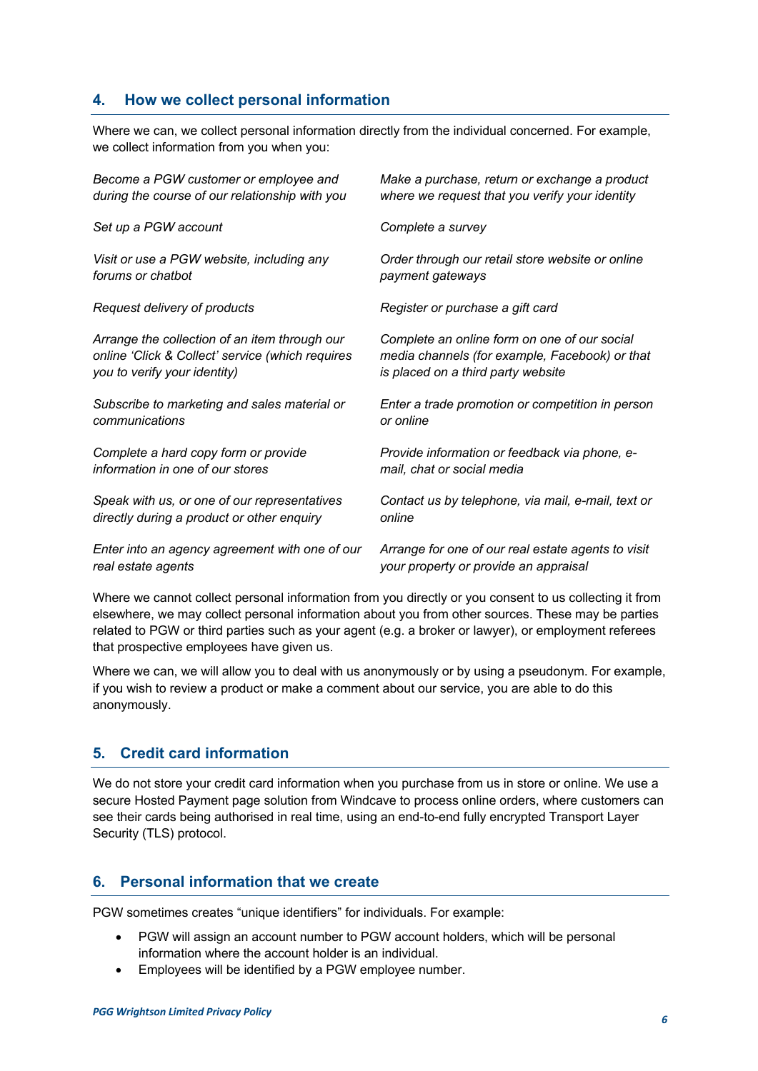## 4. How we collect personal information

Where we can, we collect personal information directly from the individual concerned. For example, we collect information from you when you:

*Become a PGW customer or employee and during the course of our relationship with you*

*Set up a PGW account*

*Visit or use a PGW website, including any forums or chatbot*

*Request delivery of products*

*Arrange the collection of an item through our online 'Click & Collect' service (which requires you to verify your identity)*

*Subscribe to marketing and sales material or communications*

*Complete a hard copy form or provide information in one of our stores*

*Speak with us, or one of our representatives directly during a product or other enquiry*

*Enter into an agency agreement with one of our real estate agents*

*Make a purchase, return or exchange a product where we request that you verify your identity*

*Complete a survey*

*Order through our retail store website or online payment gateways*

*Register or purchase a gift card*

*Complete an online form on one of our social media channels (for example, Facebook) or that is placed on a third party website*

*Enter a trade promotion or competition in person or online*

*Provide information or feedback via phone, e-mail, chat or social media*

*Contact us by telephone, via mail, e-mail, text or online*

*Arrange for one of our real estate agents to visit your property or provide an appraisal*

Where we cannot collect personal information from you directly or you consent to us collecting it from elsewhere, we may collect personal information about you from other sources. These may be parties related to PGW or third parties such as your agent (e.g. a broker or lawyer), or employment referees that prospective employees have given us.

Where we can, we will allow you to deal with us anonymously or by using a pseudonym. For example, if you wish to review a product or make a comment about our service, you are able to do this anonymously.

## 5. Credit card information

We do not store your credit card information when you purchase from us in store or online. We use a secure Hosted Payment page solution from Windcave to process online orders, where customers can see their cards being authorised in real time, using an end-to-end fully encrypted Transport Layer Security (TLS) protocol.

## 6. Personal information that we create

PGW sometimes creates "unique identifiers" for individuals. For example:

- PGW will assign an account number to PGW account holders, which will be personal information where the account holder is an individual.
- Employees will be identified by a PGW employee number.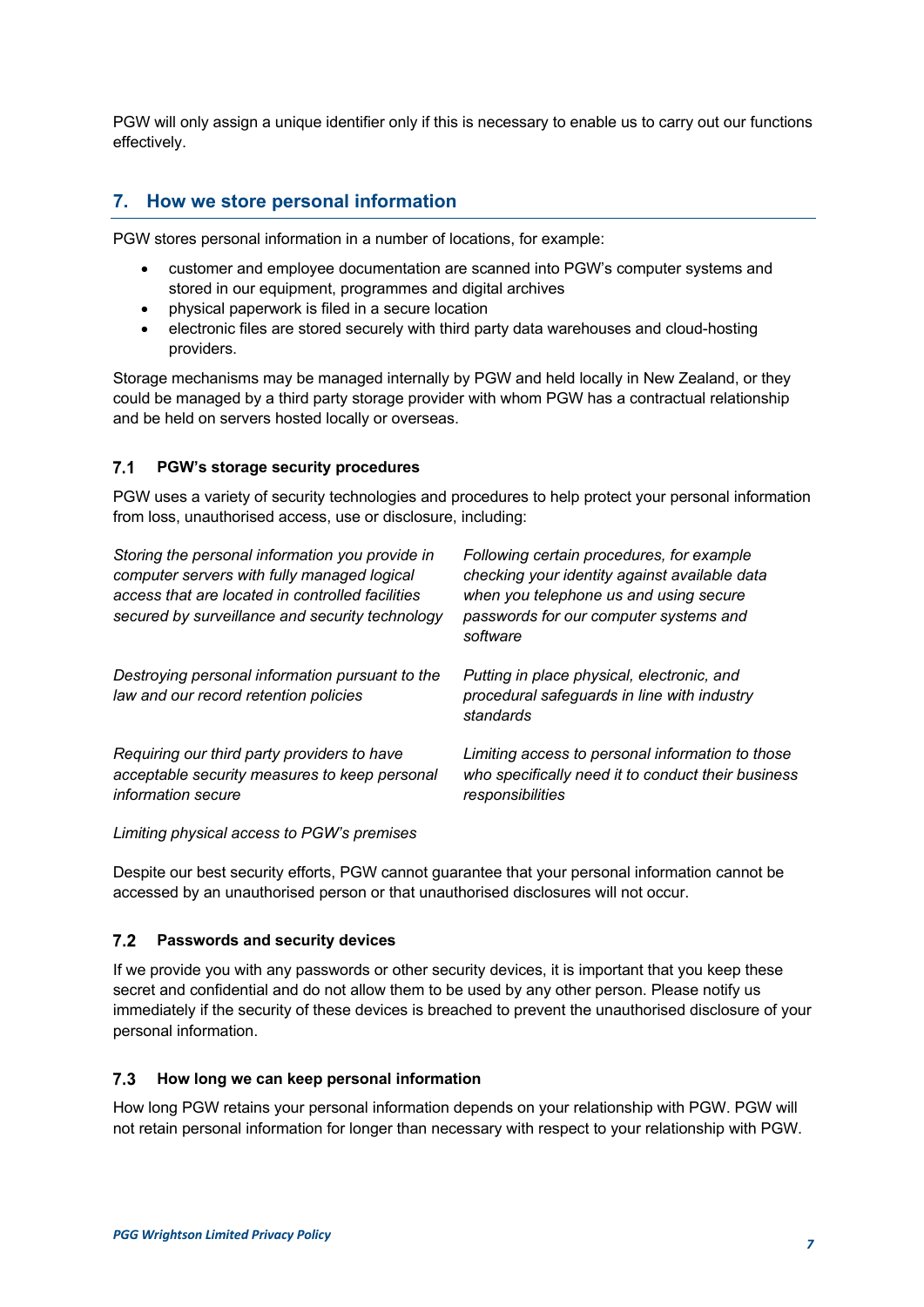PGW will only assign a unique identifier only if this is necessary to enable us to carry out our functions effectively.

## 7. How we store personal information

PGW stores personal information in a number of locations, for example:

- customer and employee documentation are scanned into PGW's computer systems and stored in our equipment, programmes and digital archives
- physical paperwork is filed in a secure location
- electronic files are stored securely with third party data warehouses and cloud-hosting providers.

Storage mechanisms may be managed internally by PGW and held locally in New Zealand, or they could be managed by a third party storage provider with whom PGW has a contractual relationship and be held on servers hosted locally or overseas.

### 7.1 PGW's storage security procedures

PGW uses a variety of security technologies and procedures to help protect your personal information from loss, unauthorised access, use or disclosure, including:

*Storing the personal information you provide in computer servers with fully managed logical access that are located in controlled facilities secured by surveillance and security technology*

*Following certain procedures, for example checking your identity against available data when you telephone us and using secure passwords for our computer systems and software*

*Destroying personal information pursuant to the law and our record retention policies*

*Putting in place physical, electronic, and procedural safeguards in line with industry standards*

*Requiring our third party providers to have acceptable security measures to keep personal information secure*

*Limiting access to personal information to those who specifically need it to conduct their business responsibilities*

*Limiting physical access to PGW's premises*

Despite our best security efforts, PGW cannot guarantee that your personal information cannot be accessed by an unauthorised person or that unauthorised disclosures will not occur.

### 7.2 Passwords and security devices

If we provide you with any passwords or other security devices, it is important that you keep these secret and confidential and do not allow them to be used by any other person. Please notify us immediately if the security of these devices is breached to prevent the unauthorised disclosure of your personal information.

### 7.3 How long we can keep personal information

How long PGW retains your personal information depends on your relationship with PGW. PGW will not retain personal information for longer than necessary with respect to your relationship with PGW.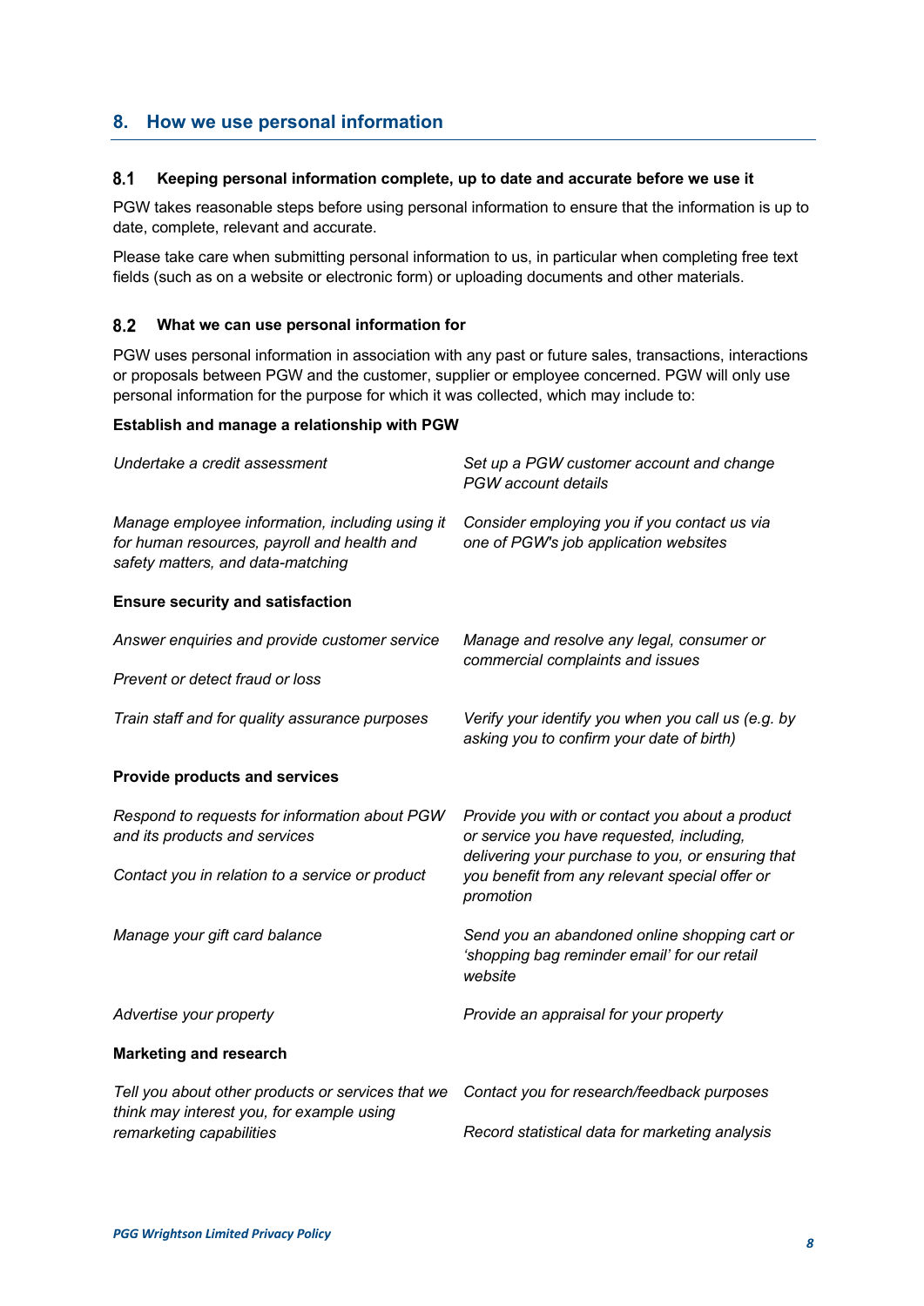## 8. How we use personal information

### 8.1 Keeping personal information complete, up to date and accurate before we use it

PGW takes reasonable steps before using personal information to ensure that the information is up to date, complete, relevant and accurate.

Please take care when submitting personal information to us, in particular when completing free text fields (such as on a website or electronic form) or uploading documents and other materials.

### 8.2 What we can use personal information for

PGW uses personal information in association with any past or future sales, transactions, interactions or proposals between PGW and the customer, supplier or employee concerned. PGW will only use personal information for the purpose for which it was collected, which may include to:

**Establish and manage a relationship with PGW**

*Undertake a credit assessment*

*Set up a PGW customer account and change PGW account details*

*Manage employee information, including using it for human resources, payroll and health and safety matters, and data-matching*

*Consider employing you if you contact us via one of PGW's job application websites*

**Ensure security and satisfaction**

*Answer enquiries and provide customer service*

*Prevent or detect fraud or loss*

*Manage and resolve any legal, consumer or commercial complaints and issues*

*Train staff and for quality assurance purposes*

*Verify your identify you when you call us (e.g. by asking you to confirm your date of birth)*

**Provide products and services**

*Respond to requests for information about PGW and its products and services*

*Contact you in relation to a service or product*

*Provide you with or contact you about a product or service you have requested, including, delivering your purchase to you, or ensuring that you benefit from any relevant special offer or promotion*

*Manage your gift card balance*

*Send you an abandoned online shopping cart or 'shopping bag reminder email' for our retail website*

*Advertise your property*

*Provide an appraisal for your property*

**Marketing and research**

*Tell you about other products or services that we think may interest you, for example using remarketing capabilities*

*Contact you for research/feedback purposes*

*Record statistical data for marketing analysis*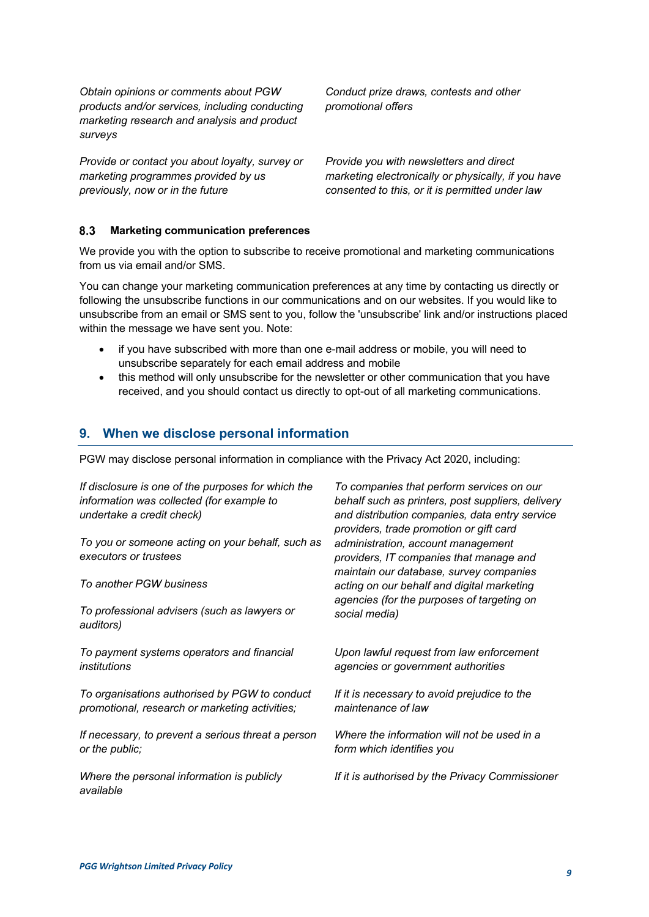*Obtain opinions or comments about PGW products and/or services, including conducting marketing research and analysis and product surveys*

*Conduct prize draws, contests and other promotional offers*

*Provide or contact you about loyalty, survey or marketing programmes provided by us previously, now or in the future*

*Provide you with newsletters and direct marketing electronically or physically, if you have consented to this, or it is permitted under law*

### 8.3 Marketing communication preferences

We provide you with the option to subscribe to receive promotional and marketing communications from us via email and/or SMS.

You can change your marketing communication preferences at any time by contacting us directly or following the unsubscribe functions in our communications and on our websites. If you would like to unsubscribe from an email or SMS sent to you, follow the 'unsubscribe' link and/or instructions placed within the message we have sent you. Note:

- if you have subscribed with more than one e-mail address or mobile, you will need to unsubscribe separately for each email address and mobile
- this method will only unsubscribe for the newsletter or other communication that you have received, and you should contact us directly to opt-out of all marketing communications.

## 9. When we disclose personal information

PGW may disclose personal information in compliance with the Privacy Act 2020, including:

*If disclosure is one of the purposes for which the information was collected (for example to undertake a credit check)*

*To you or someone acting on your behalf, such as executors or trustees*

*To another PGW business*

*To professional advisers (such as lawyers or auditors)*

*To companies that perform services on our behalf such as printers, post suppliers, delivery and distribution companies, data entry service providers, trade promotion or gift card administration, account management providers, IT companies that manage and maintain our database, survey companies acting on our behalf and digital marketing agencies (for the purposes of targeting on social media)*

*To payment systems operators and financial institutions*

*Upon lawful request from law enforcement agencies or government authorities*

*To organisations authorised by PGW to conduct promotional, research or marketing activities;*

*If it is necessary to avoid prejudice to the maintenance of law*

*If necessary, to prevent a serious threat a person or the public;*

*Where the information will not be used in a form which identifies you*

*Where the personal information is publicly available*

*If it is authorised by the Privacy Commissioner*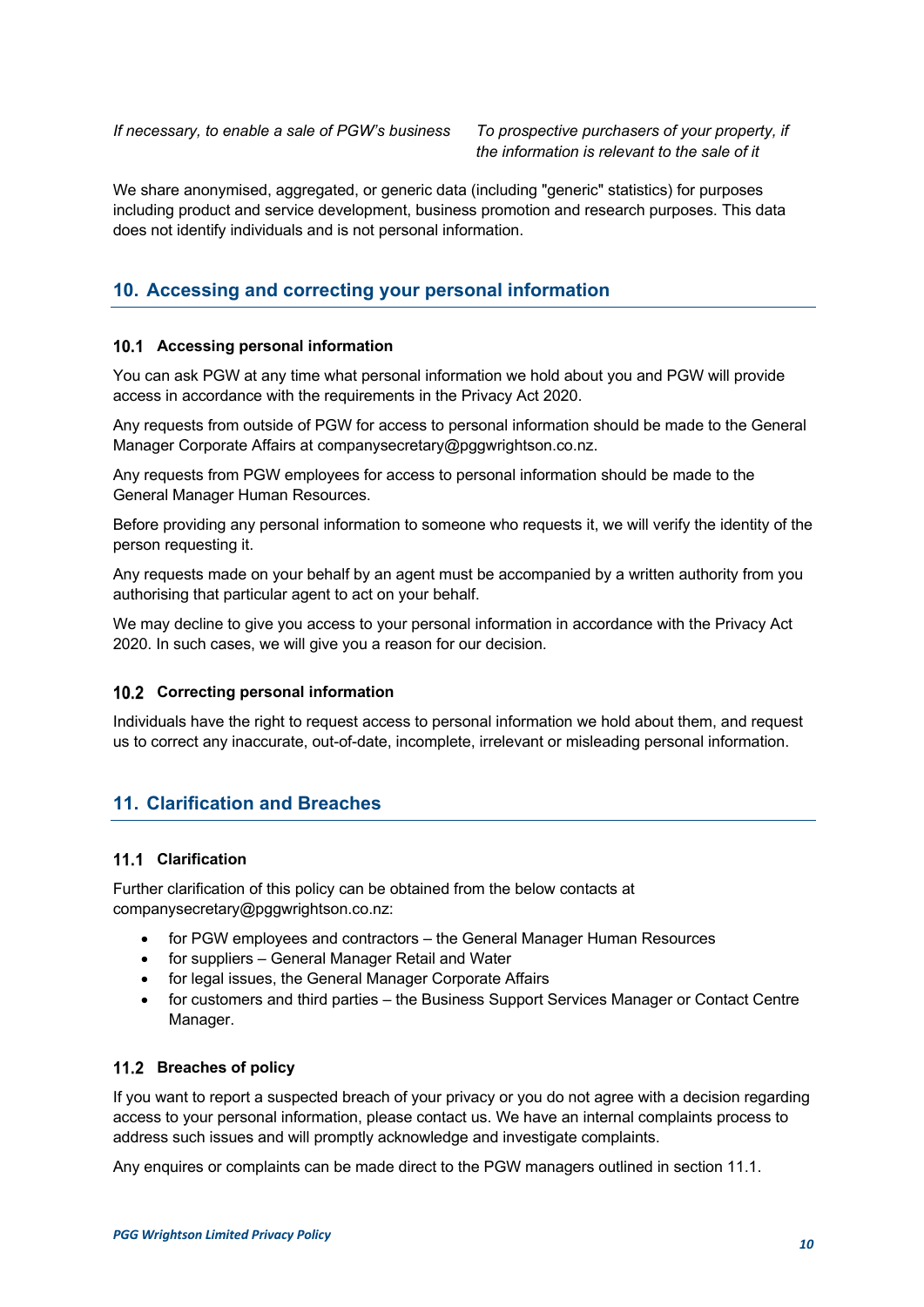| *If necessary, to enable a sale of PGW's business* | *To prospective purchasers of your property, if the information is relevant to the sale of it* |
|---|---|

We share anonymised, aggregated, or generic data (including "generic" statistics) for purposes including product and service development, business promotion and research purposes. This data does not identify individuals and is not personal information.

## 10. Accessing and correcting your personal information

### 10.1 Accessing personal information

You can ask PGW at any time what personal information we hold about you and PGW will provide access in accordance with the requirements in the Privacy Act 2020.

Any requests from outside of PGW for access to personal information should be made to the General Manager Corporate Affairs at companysecretary@pggwrightson.co.nz.

Any requests from PGW employees for access to personal information should be made to the General Manager Human Resources.

Before providing any personal information to someone who requests it, we will verify the identity of the person requesting it.

Any requests made on your behalf by an agent must be accompanied by a written authority from you authorising that particular agent to act on your behalf.

We may decline to give you access to your personal information in accordance with the Privacy Act 2020. In such cases, we will give you a reason for our decision.

### 10.2 Correcting personal information

Individuals have the right to request access to personal information we hold about them, and request us to correct any inaccurate, out-of-date, incomplete, irrelevant or misleading personal information.

## 11. Clarification and Breaches

### 11.1 Clarification

Further clarification of this policy can be obtained from the below contacts at companysecretary@pggwrightson.co.nz:

- for PGW employees and contractors – the General Manager Human Resources
- for suppliers – General Manager Retail and Water
- for legal issues, the General Manager Corporate Affairs
- for customers and third parties – the Business Support Services Manager or Contact Centre Manager.

### 11.2 Breaches of policy

If you want to report a suspected breach of your privacy or you do not agree with a decision regarding access to your personal information, please contact us. We have an internal complaints process to address such issues and will promptly acknowledge and investigate complaints.

Any enquires or complaints can be made direct to the PGW managers outlined in section 11.1.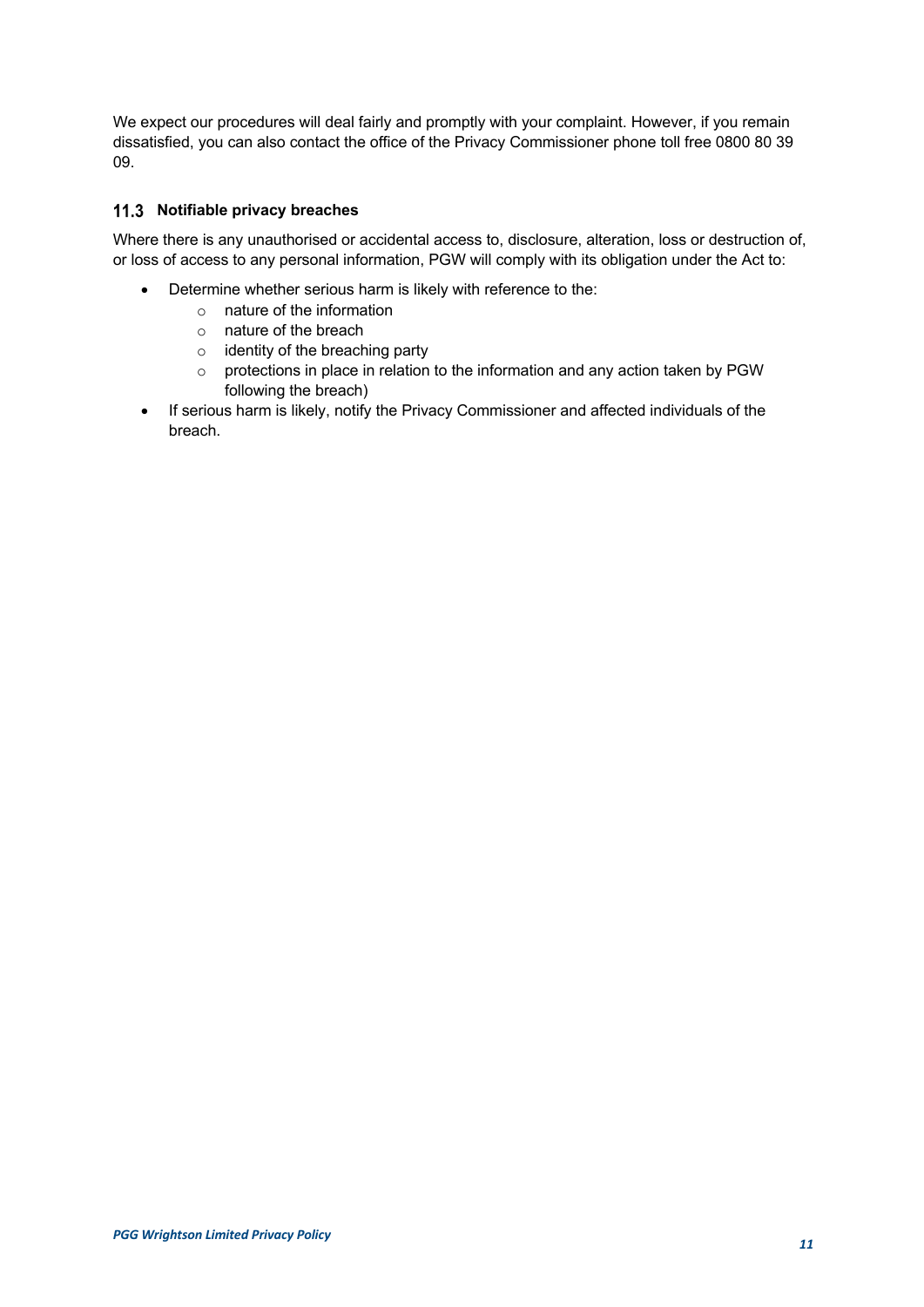We expect our procedures will deal fairly and promptly with your complaint. However, if you remain dissatisfied, you can also contact the office of the Privacy Commissioner phone toll free 0800 80 39 09.

### 11.3 Notifiable privacy breaches

Where there is any unauthorised or accidental access to, disclosure, alteration, loss or destruction of, or loss of access to any personal information, PGW will comply with its obligation under the Act to:

- Determine whether serious harm is likely with reference to the:
  - nature of the information
  - nature of the breach
  - identity of the breaching party
  - protections in place in relation to the information and any action taken by PGW following the breach)
- If serious harm is likely, notify the Privacy Commissioner and affected individuals of the breach.